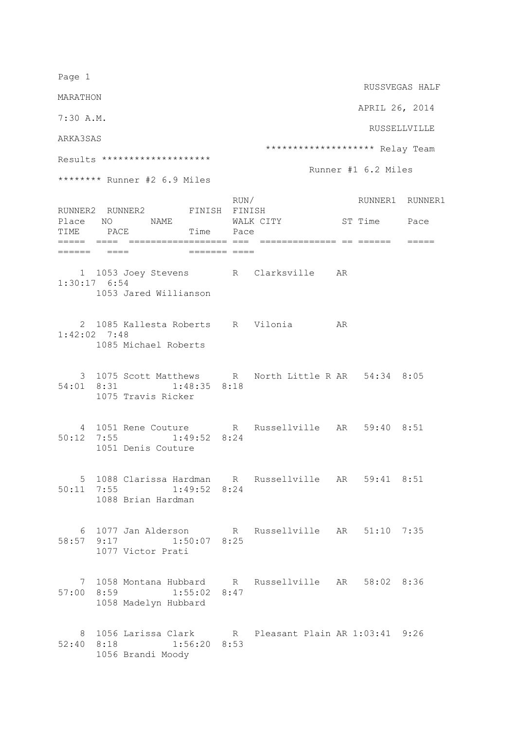# RUSSVEGAS HALF MARATHON

APRIL 26, 2014

7:30 A.M.

RUSSELLVILLE ARKA3SAS

******************** Relay Team Results ********************

Runner #1 6.2 Miles ******** Runner #2 6.9 Miles

| Place | NO | NAME | RUN/WALK | CITY | ST | RUNNER1 Time | RUNNER1 Pace | RUNNER2 TIME | RUNNER2 PACE | FINISH Time | FINISH Pace |
|---|---|---|---|---|---|---|---|---|---|---|---|
| 1 | 1053 | Joey Stevens / Jared Willianson | R | Clarksville | AR | | | | | 1:30:17 | 6:54 |
| 2 | 1085 | Kallesta Roberts / Michael Roberts | R | Vilonia | AR | | | | | 1:42:02 | 7:48 |
| 3 | 1075 | Scott Matthews / Travis Ricker | R | North Little R | AR | 54:34 | 8:05 | 54:01 | 8:31 | 1:48:35 | 8:18 |
| 4 | 1051 | Rene Couture / Denis Couture | R | Russellville | AR | 59:40 | 8:51 | 50:12 | 7:55 | 1:49:52 | 8:24 |
| 5 | 1088 | Clarissa Hardman / Brian Hardman | R | Russellville | AR | 59:41 | 8:51 | 50:11 | 7:55 | 1:49:52 | 8:24 |
| 6 | 1077 | Jan Alderson / Victor Prati | R | Russellville | AR | 51:10 | 7:35 | 58:57 | 9:17 | 1:50:07 | 8:25 |
| 7 | 1058 | Montana Hubbard / Madelyn Hubbard | R | Russellville | AR | 58:02 | 8:36 | 57:00 | 8:59 | 1:55:02 | 8:47 |
| 8 | 1056 | Larissa Clark / Brandi Moody | R | Pleasant Plain | AR | 1:03:41 | 9:26 | 52:40 | 8:18 | 1:56:20 | 8:53 |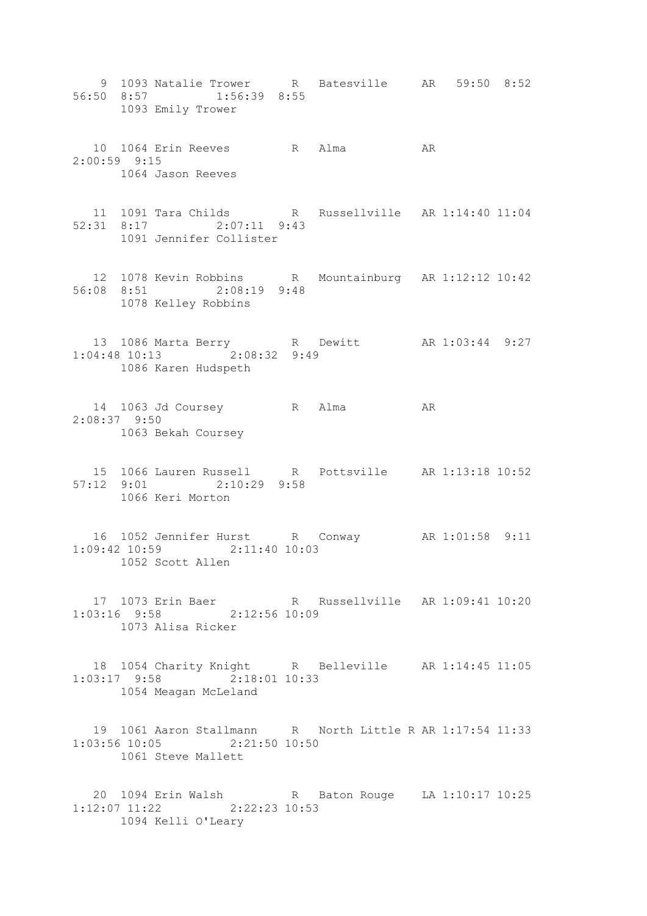```
    9  1093 Natalie Trower      R   Batesville     AR   59:50  8:52
56:50  8:57         1:56:39  8:55
       1093 Emily Trower


   10  1064 Erin Reeves         R   Alma           AR
2:00:59  9:15
       1064 Jason Reeves


   11  1091 Tara Childs         R   Russellville   AR 1:14:40 11:04
52:31  8:17         2:07:11  9:43
       1091 Jennifer Collister


   12  1078 Kevin Robbins       R   Mountainburg   AR 1:12:12 10:42
56:08  8:51         2:08:19  9:48
       1078 Kelley Robbins


   13  1086 Marta Berry         R   Dewitt         AR 1:03:44  9:27
1:04:48 10:13         2:08:32  9:49
       1086 Karen Hudspeth


   14  1063 Jd Coursey          R   Alma           AR
2:08:37  9:50
       1063 Bekah Coursey


   15  1066 Lauren Russell      R   Pottsville     AR 1:13:18 10:52
57:12  9:01         2:10:29  9:58
       1066 Keri Morton


   16  1052 Jennifer Hurst      R   Conway         AR 1:01:58  9:11
1:09:42 10:59         2:11:40 10:03
       1052 Scott Allen


   17  1073 Erin Baer           R   Russellville   AR 1:09:41 10:20
1:03:16  9:58         2:12:56 10:09
       1073 Alisa Ricker


   18  1054 Charity Knight      R   Belleville     AR 1:14:45 11:05
1:03:17  9:58         2:18:01 10:33
       1054 Meagan McLeland


   19  1061 Aaron Stallmann     R   North Little R AR 1:17:54 11:33
1:03:56 10:05         2:21:50 10:50
       1061 Steve Mallett


   20  1094 Erin Walsh          R   Baton Rouge    LA 1:10:17 10:25
1:12:07 11:22         2:22:23 10:53
       1094 Kelli O'Leary
```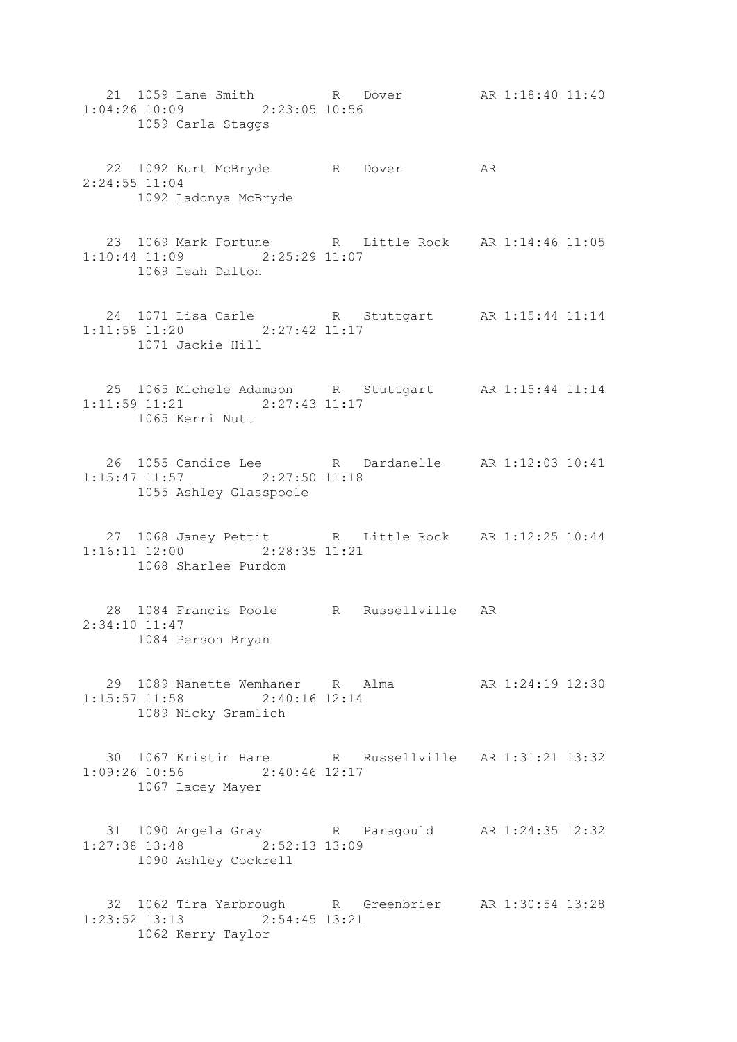```
   21  1059 Lane Smith          R   Dover          AR 1:18:40 11:40
1:04:26 10:09          2:23:05 10:56
       1059 Carla Staggs


   22  1092 Kurt McBryde        R   Dover          AR
2:24:55 11:04
       1092 Ladonya McBryde


   23  1069 Mark Fortune        R   Little Rock    AR 1:14:46 11:05
1:10:44 11:09          2:25:29 11:07
       1069 Leah Dalton


   24  1071 Lisa Carle          R   Stuttgart      AR 1:15:44 11:14
1:11:58 11:20          2:27:42 11:17
       1071 Jackie Hill


   25  1065 Michele Adamson     R   Stuttgart      AR 1:15:44 11:14
1:11:59 11:21          2:27:43 11:17
       1065 Kerri Nutt


   26  1055 Candice Lee         R   Dardanelle     AR 1:12:03 10:41
1:15:47 11:57          2:27:50 11:18
       1055 Ashley Glasspoole


   27  1068 Janey Pettit        R   Little Rock    AR 1:12:25 10:44
1:16:11 12:00          2:28:35 11:21
       1068 Sharlee Purdom


   28  1084 Francis Poole       R   Russellville   AR
2:34:10 11:47
       1084 Person Bryan


   29  1089 Nanette Wemhaner    R   Alma           AR 1:24:19 12:30
1:15:57 11:58          2:40:16 12:14
       1089 Nicky Gramlich


   30  1067 Kristin Hare        R   Russellville   AR 1:31:21 13:32
1:09:26 10:56          2:40:46 12:17
       1067 Lacey Mayer


   31  1090 Angela Gray         R   Paragould      AR 1:24:35 12:32
1:27:38 13:48          2:52:13 13:09
       1090 Ashley Cockrell


   32  1062 Tira Yarbrough      R   Greenbrier     AR 1:30:54 13:28
1:23:52 13:13          2:54:45 13:21
       1062 Kerry Taylor
```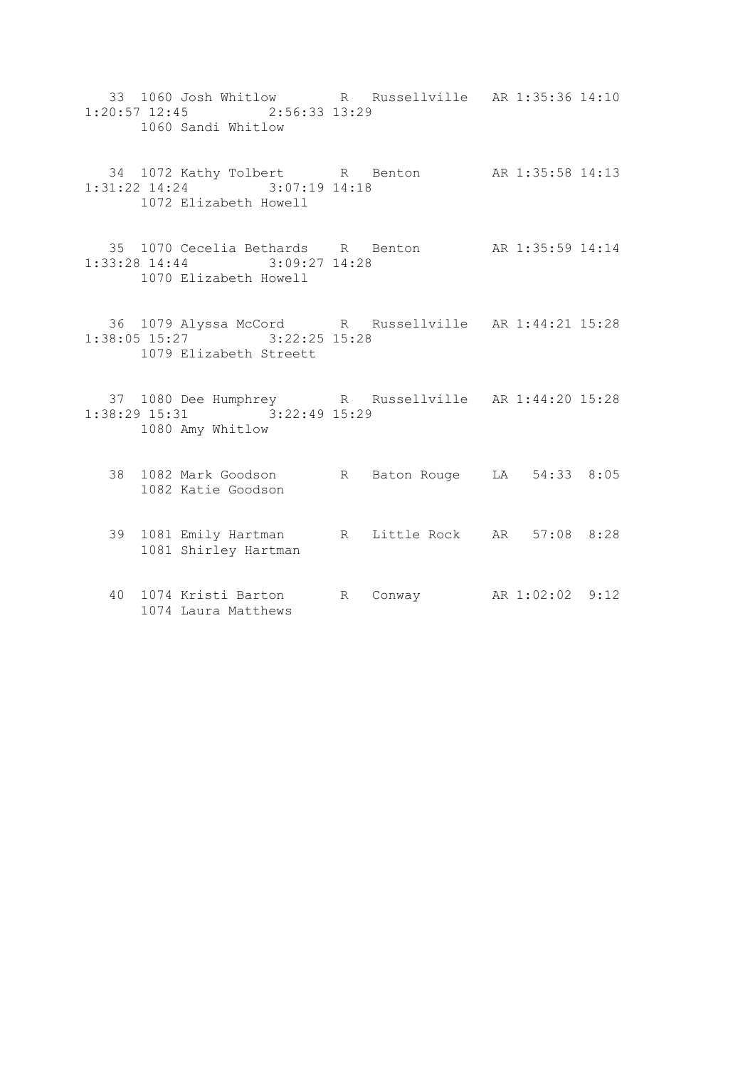```
   33  1060 Josh Whitlow        R   Russellville   AR 1:35:36 14:10
1:20:57 12:45          2:56:33 13:29
       1060 Sandi Whitlow


   34  1072 Kathy Tolbert       R   Benton         AR 1:35:58 14:13
1:31:22 14:24          3:07:19 14:18
       1072 Elizabeth Howell


   35  1070 Cecelia Bethards    R   Benton         AR 1:35:59 14:14
1:33:28 14:44          3:09:27 14:28
       1070 Elizabeth Howell


   36  1079 Alyssa McCord       R   Russellville   AR 1:44:21 15:28
1:38:05 15:27          3:22:25 15:28
       1079 Elizabeth Streett


   37  1080 Dee Humphrey        R   Russellville   AR 1:44:20 15:28
1:38:29 15:31          3:22:49 15:29
       1080 Amy Whitlow


   38  1082 Mark Goodson        R   Baton Rouge    LA   54:33  8:05
       1082 Katie Goodson


   39  1081 Emily Hartman       R   Little Rock    AR   57:08  8:28
       1081 Shirley Hartman


   40  1074 Kristi Barton       R   Conway         AR 1:02:02  9:12
       1074 Laura Matthews
```